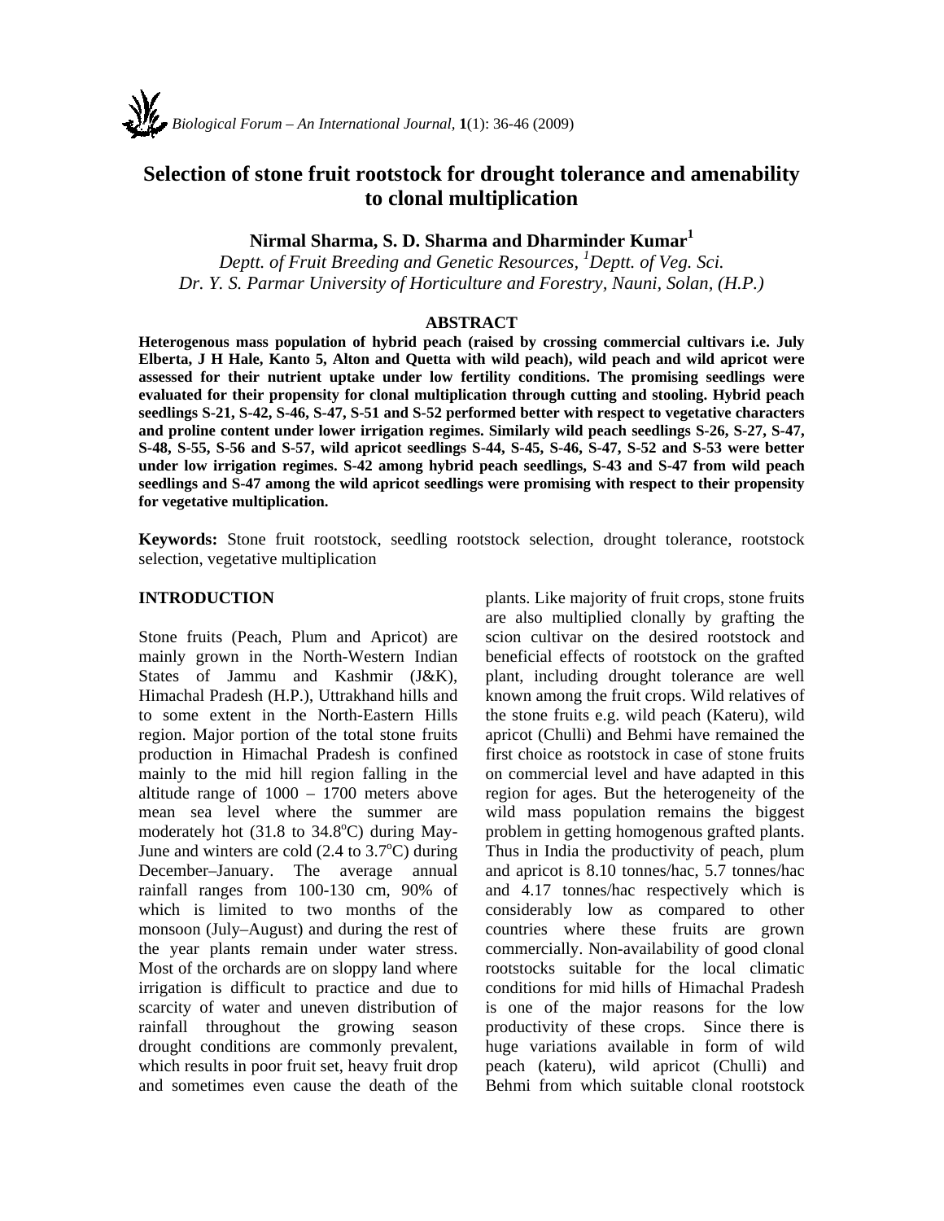# Selection of stone fruit rootstock for drought tolerance and amenability to clonal multiplication

**Nirmal Sharma, S. D. Sharma and Dharminder Kumar[1]**

*Deptt. of Fruit Breeding and Genetic Resources, [1]Deptt. of Veg. Sci.*
*Dr. Y. S. Parmar University of Horticulture and Forestry, Nauni, Solan, (H.P.)*

## ABSTRACT

**Heterogenous mass population of hybrid peach (raised by crossing commercial cultivars i.e. July Elberta, J H Hale, Kanto 5, Alton and Quetta with wild peach), wild peach and wild apricot were assessed for their nutrient uptake under low fertility conditions. The promising seedlings were evaluated for their propensity for clonal multiplication through cutting and stooling. Hybrid peach seedlings S-21, S-42, S-46, S-47, S-51 and S-52 performed better with respect to vegetative characters and proline content under lower irrigation regimes. Similarly wild peach seedlings S-26, S-27, S-47, S-48, S-55, S-56 and S-57, wild apricot seedlings S-44, S-45, S-46, S-47, S-52 and S-53 were better under low irrigation regimes. S-42 among hybrid peach seedlings, S-43 and S-47 from wild peach seedlings and S-47 among the wild apricot seedlings were promising with respect to their propensity for vegetative multiplication.**

**Keywords:** Stone fruit rootstock, seedling rootstock selection, drought tolerance, rootstock selection, vegetative multiplication

## INTRODUCTION

Stone fruits (Peach, Plum and Apricot) are mainly grown in the North-Western Indian States of Jammu and Kashmir (J&K), Himachal Pradesh (H.P.), Uttrakhand hills and to some extent in the North-Eastern Hills region. Major portion of the total stone fruits production in Himachal Pradesh is confined mainly to the mid hill region falling in the altitude range of 1000 – 1700 meters above mean sea level where the summer are moderately hot (31.8 to 34.8°C) during May-June and winters are cold (2.4 to 3.7°C) during December–January. The average annual rainfall ranges from 100-130 cm, 90% of which is limited to two months of the monsoon (July–August) and during the rest of the year plants remain under water stress. Most of the orchards are on sloppy land where irrigation is difficult to practice and due to scarcity of water and uneven distribution of rainfall throughout the growing season drought conditions are commonly prevalent, which results in poor fruit set, heavy fruit drop and sometimes even cause the death of the plants. Like majority of fruit crops, stone fruits are also multiplied clonally by grafting the scion cultivar on the desired rootstock and beneficial effects of rootstock on the grafted plant, including drought tolerance are well known among the fruit crops. Wild relatives of the stone fruits e.g. wild peach (Kateru), wild apricot (Chulli) and Behmi have remained the first choice as rootstock in case of stone fruits on commercial level and have adapted in this region for ages. But the heterogeneity of the wild mass population remains the biggest problem in getting homogenous grafted plants. Thus in India the productivity of peach, plum and apricot is 8.10 tonnes/hac, 5.7 tonnes/hac and 4.17 tonnes/hac respectively which is considerably low as compared to other countries where these fruits are grown commercially. Non-availability of good clonal rootstocks suitable for the local climatic conditions for mid hills of Himachal Pradesh is one of the major reasons for the low productivity of these crops. Since there is huge variations available in form of wild peach (kateru), wild apricot (Chulli) and Behmi from which suitable clonal rootstock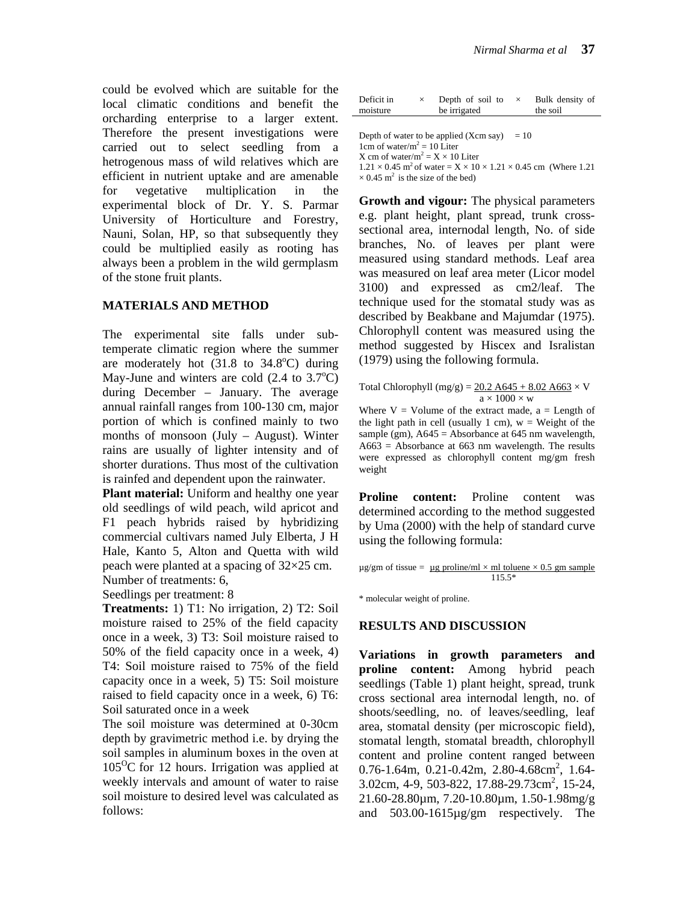could be evolved which are suitable for the local climatic conditions and benefit the orcharding enterprise to a larger extent. Therefore the present investigations were carried out to select seedling from a hetrogenous mass of wild relatives which are efficient in nutrient uptake and are amenable for vegetative multiplication in the experimental block of Dr. Y. S. Parmar University of Horticulture and Forestry, Nauni, Solan, HP, so that subsequently they could be multiplied easily as rooting has always been a problem in the wild germplasm of the stone fruit plants.

## MATERIALS AND METHOD

The experimental site falls under sub-temperate climatic region where the summer are moderately hot (31.8 to 34.8°C) during May-June and winters are cold (2.4 to 3.7°C) during December – January. The average annual rainfall ranges from 100-130 cm, major portion of which is confined mainly to two months of monsoon (July – August). Winter rains are usually of lighter intensity and of shorter durations. Thus most of the cultivation is rainfed and dependent upon the rainwater.

**Plant material:** Uniform and healthy one year old seedlings of wild peach, wild apricot and F1 peach hybrids raised by hybridizing commercial cultivars named July Elberta, J H Hale, Kanto 5, Alton and Quetta with wild peach were planted at a spacing of 32×25 cm.

Number of treatments: 6,

Seedlings per treatment: 8

**Treatments:** 1) T1: No irrigation, 2) T2: Soil moisture raised to 25% of the field capacity once in a week, 3) T3: Soil moisture raised to 50% of the field capacity once in a week, 4) T4: Soil moisture raised to 75% of the field capacity once in a week, 5) T5: Soil moisture raised to field capacity once in a week, 6) T6: Soil saturated once in a week

The soil moisture was determined at 0-30cm depth by gravimetric method i.e. by drying the soil samples in aluminum boxes in the oven at 105°C for 12 hours. Irrigation was applied at weekly intervals and amount of water to raise soil moisture to desired level was calculated as follows:

| Deficit in moisture | × | Depth of soil to be irrigated | × | Bulk density of the soil |
|---|---|---|---|---|

Depth of water to be applied (Xcm say) = 10

1cm of water/m$^2$ = 10 Liter

X cm of water/m$^2$ = X × 10 Liter

1.21 × 0.45 m$^2$ of water = X × 10 × 1.21 × 0.45 cm (Where 1.21 × 0.45 m$^2$ is the size of the bed)

**Growth and vigour:** The physical parameters e.g. plant height, plant spread, trunk cross-sectional area, internodal length, No. of side branches, No. of leaves per plant were measured using standard methods. Leaf area was measured on leaf area meter (Licor model 3100) and expressed as cm2/leaf. The technique used for the stomatal study was as described by Beakbane and Majumdar (1975). Chlorophyll content was measured using the method suggested by Hiscex and Isralistan (1979) using the following formula.

$$\text{Total Chlorophyll (mg/g)} = \frac{20.2\ A645 + 8.02\ A663}{a \times 1000 \times w} \times V$$

Where V = Volume of the extract made, a = Length of the light path in cell (usually 1 cm), w = Weight of the sample (gm), A645 = Absorbance at 645 nm wavelength, A663 = Absorbance at 663 nm wavelength. The results were expressed as chlorophyll content mg/gm fresh weight

**Proline content:** Proline content was determined according to the method suggested by Uma (2000) with the help of standard curve using the following formula:

$$\mu\text{g/gm of tissue} = \frac{\mu\text{g proline/ml} \times \text{ml toluene} \times 0.5\ \text{gm sample}}{115.5^*}$$

\* molecular weight of proline.

## RESULTS AND DISCUSSION

**Variations in growth parameters and proline content:** Among hybrid peach seedlings (Table 1) plant height, spread, trunk cross sectional area internodal length, no. of shoots/seedling, no. of leaves/seedling, leaf area, stomatal density (per microscopic field), stomatal length, stomatal breadth, chlorophyll content and proline content ranged between 0.76-1.64m, 0.21-0.42m, 2.80-4.68cm$^2$, 1.64-3.02cm, 4-9, 503-822, 17.88-29.73cm$^2$, 15-24, 21.60-28.80µm, 7.20-10.80µm, 1.50-1.98mg/g and 503.00-1615µg/gm respectively. The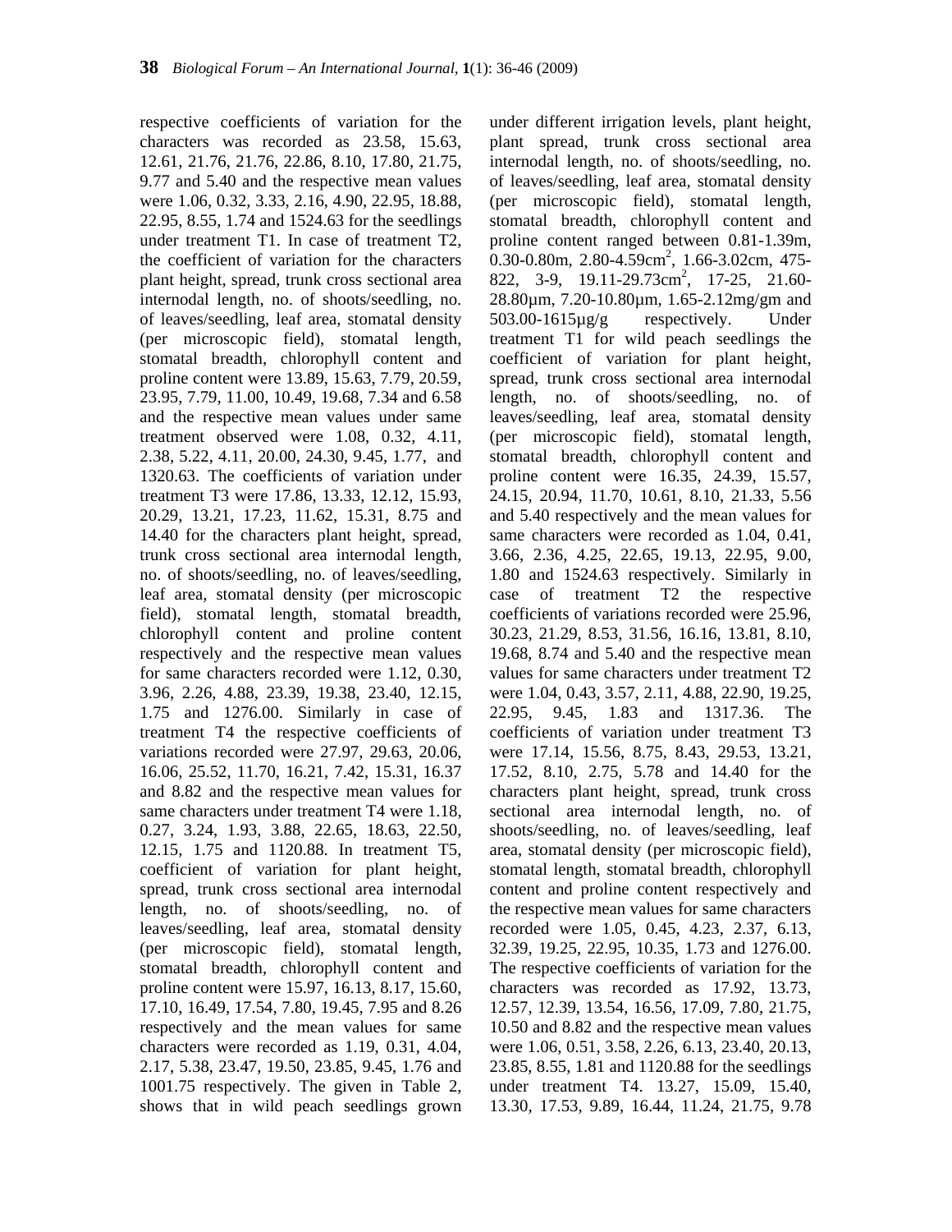respective coefficients of variation for the characters was recorded as 23.58, 15.63, 12.61, 21.76, 21.76, 22.86, 8.10, 17.80, 21.75, 9.77 and 5.40 and the respective mean values were 1.06, 0.32, 3.33, 2.16, 4.90, 22.95, 18.88, 22.95, 8.55, 1.74 and 1524.63 for the seedlings under treatment T1. In case of treatment T2, the coefficient of variation for the characters plant height, spread, trunk cross sectional area internodal length, no. of shoots/seedling, no. of leaves/seedling, leaf area, stomatal density (per microscopic field), stomatal length, stomatal breadth, chlorophyll content and proline content were 13.89, 15.63, 7.79, 20.59, 23.95, 7.79, 11.00, 10.49, 19.68, 7.34 and 6.58 and the respective mean values under same treatment observed were 1.08, 0.32, 4.11, 2.38, 5.22, 4.11, 20.00, 24.30, 9.45, 1.77, and 1320.63. The coefficients of variation under treatment T3 were 17.86, 13.33, 12.12, 15.93, 20.29, 13.21, 17.23, 11.62, 15.31, 8.75 and 14.40 for the characters plant height, spread, trunk cross sectional area internodal length, no. of shoots/seedling, no. of leaves/seedling, leaf area, stomatal density (per microscopic field), stomatal length, stomatal breadth, chlorophyll content and proline content respectively and the respective mean values for same characters recorded were 1.12, 0.30, 3.96, 2.26, 4.88, 23.39, 19.38, 23.40, 12.15, 1.75 and 1276.00. Similarly in case of treatment T4 the respective coefficients of variations recorded were 27.97, 29.63, 20.06, 16.06, 25.52, 11.70, 16.21, 7.42, 15.31, 16.37 and 8.82 and the respective mean values for same characters under treatment T4 were 1.18, 0.27, 3.24, 1.93, 3.88, 22.65, 18.63, 22.50, 12.15, 1.75 and 1120.88. In treatment T5, coefficient of variation for plant height, spread, trunk cross sectional area internodal length, no. of shoots/seedling, no. of leaves/seedling, leaf area, stomatal density (per microscopic field), stomatal length, stomatal breadth, chlorophyll content and proline content were 15.97, 16.13, 8.17, 15.60, 17.10, 16.49, 17.54, 7.80, 19.45, 7.95 and 8.26 respectively and the mean values for same characters were recorded as 1.19, 0.31, 4.04, 2.17, 5.38, 23.47, 19.50, 23.85, 9.45, 1.76 and 1001.75 respectively. The given in Table 2, shows that in wild peach seedlings grown under different irrigation levels, plant height, plant spread, trunk cross sectional area internodal length, no. of shoots/seedling, no. of leaves/seedling, leaf area, stomatal density (per microscopic field), stomatal length, stomatal breadth, chlorophyll content and proline content ranged between 0.81-1.39m, 0.30-0.80m, 2.80-4.59cm$^2$, 1.66-3.02cm, 475-822, 3-9, 19.11-29.73cm$^2$, 17-25, 21.60-28.80µm, 7.20-10.80µm, 1.65-2.12mg/gm and 503.00-1615µg/g respectively. Under treatment T1 for wild peach seedlings the coefficient of variation for plant height, spread, trunk cross sectional area internodal length, no. of shoots/seedling, no. of leaves/seedling, leaf area, stomatal density (per microscopic field), stomatal length, stomatal breadth, chlorophyll content and proline content were 16.35, 24.39, 15.57, 24.15, 20.94, 11.70, 10.61, 8.10, 21.33, 5.56 and 5.40 respectively and the mean values for same characters were recorded as 1.04, 0.41, 3.66, 2.36, 4.25, 22.65, 19.13, 22.95, 9.00, 1.80 and 1524.63 respectively. Similarly in case of treatment T2 the respective coefficients of variations recorded were 25.96, 30.23, 21.29, 8.53, 31.56, 16.16, 13.81, 8.10, 19.68, 8.74 and 5.40 and the respective mean values for same characters under treatment T2 were 1.04, 0.43, 3.57, 2.11, 4.88, 22.90, 19.25, 22.95, 9.45, 1.83 and 1317.36. The coefficients of variation under treatment T3 were 17.14, 15.56, 8.75, 8.43, 29.53, 13.21, 17.52, 8.10, 2.75, 5.78 and 14.40 for the characters plant height, spread, trunk cross sectional area internodal length, no. of shoots/seedling, no. of leaves/seedling, leaf area, stomatal density (per microscopic field), stomatal length, stomatal breadth, chlorophyll content and proline content respectively and the respective mean values for same characters recorded were 1.05, 0.45, 4.23, 2.37, 6.13, 32.39, 19.25, 22.95, 10.35, 1.73 and 1276.00. The respective coefficients of variation for the characters was recorded as 17.92, 13.73, 12.57, 12.39, 13.54, 16.56, 17.09, 7.80, 21.75, 10.50 and 8.82 and the respective mean values were 1.06, 0.51, 3.58, 2.26, 6.13, 23.40, 20.13, 23.85, 8.55, 1.81 and 1120.88 for the seedlings under treatment T4. 13.27, 15.09, 15.40, 13.30, 17.53, 9.89, 16.44, 11.24, 21.75, 9.78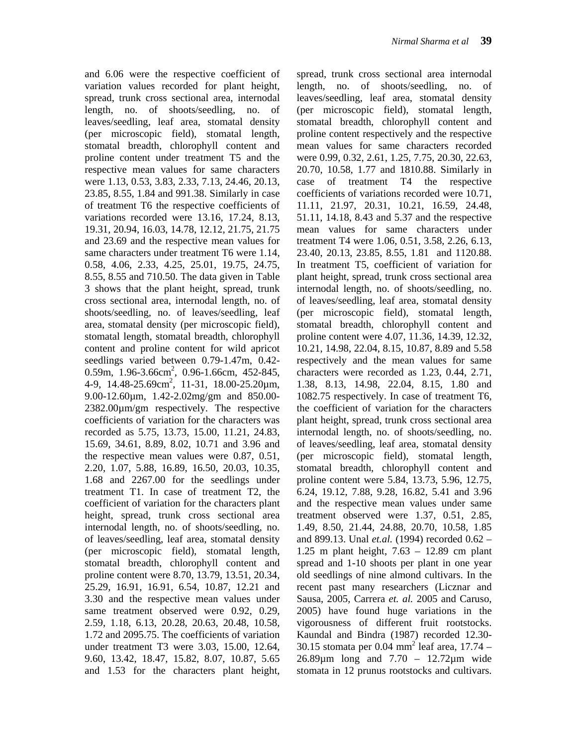and 6.06 were the respective coefficient of variation values recorded for plant height, spread, trunk cross sectional area, internodal length, no. of shoots/seedling, no. of leaves/seedling, leaf area, stomatal density (per microscopic field), stomatal length, stomatal breadth, chlorophyll content and proline content under treatment T5 and the respective mean values for same characters were 1.13, 0.53, 3.83, 2.33, 7.13, 24.46, 20.13, 23.85, 8.55, 1.84 and 991.38. Similarly in case of treatment T6 the respective coefficients of variations recorded were 13.16, 17.24, 8.13, 19.31, 20.94, 16.03, 14.78, 12.12, 21.75, 21.75 and 23.69 and the respective mean values for same characters under treatment T6 were 1.14, 0.58, 4.06, 2.33, 4.25, 25.01, 19.75, 24.75, 8.55, 8.55 and 710.50. The data given in Table 3 shows that the plant height, spread, trunk cross sectional area, internodal length, no. of shoots/seedling, no. of leaves/seedling, leaf area, stomatal density (per microscopic field), stomatal length, stomatal breadth, chlorophyll content and proline content for wild apricot seedlings varied between 0.79-1.47m, 0.42-0.59m, 1.96-3.66cm$^2$, 0.96-1.66cm, 452-845, 4-9, 14.48-25.69cm$^2$, 11-31, 18.00-25.20µm, 9.00-12.60µm, 1.42-2.02mg/gm and 850.00-2382.00µm/gm respectively. The respective coefficients of variation for the characters was recorded as 5.75, 13.73, 15.00, 11.21, 24.83, 15.69, 34.61, 8.89, 8.02, 10.71 and 3.96 and the respective mean values were 0.87, 0.51, 2.20, 1.07, 5.88, 16.89, 16.50, 20.03, 10.35, 1.68 and 2267.00 for the seedlings under treatment T1. In case of treatment T2, the coefficient of variation for the characters plant height, spread, trunk cross sectional area internodal length, no. of shoots/seedling, no. of leaves/seedling, leaf area, stomatal density (per microscopic field), stomatal length, stomatal breadth, chlorophyll content and proline content were 8.70, 13.79, 13.51, 20.34, 25.29, 16.91, 16.91, 6.54, 10.87, 12.21 and 3.30 and the respective mean values under same treatment observed were 0.92, 0.29, 2.59, 1.18, 6.13, 20.28, 20.63, 20.48, 10.58, 1.72 and 2095.75. The coefficients of variation under treatment T3 were 3.03, 15.00, 12.64, 9.60, 13.42, 18.47, 15.82, 8.07, 10.87, 5.65 and 1.53 for the characters plant height, spread, trunk cross sectional area internodal length, no. of shoots/seedling, no. of leaves/seedling, leaf area, stomatal density (per microscopic field), stomatal length, stomatal breadth, chlorophyll content and proline content respectively and the respective mean values for same characters recorded were 0.99, 0.32, 2.61, 1.25, 7.75, 20.30, 22.63, 20.70, 10.58, 1.77 and 1810.88. Similarly in case of treatment T4 the respective coefficients of variations recorded were 10.71, 11.11, 21.97, 20.31, 10.21, 16.59, 24.48, 51.11, 14.18, 8.43 and 5.37 and the respective mean values for same characters under treatment T4 were 1.06, 0.51, 3.58, 2.26, 6.13, 23.40, 20.13, 23.85, 8.55, 1.81 and 1120.88. In treatment T5, coefficient of variation for plant height, spread, trunk cross sectional area internodal length, no. of shoots/seedling, no. of leaves/seedling, leaf area, stomatal density (per microscopic field), stomatal length, stomatal breadth, chlorophyll content and proline content were 4.07, 11.36, 14.39, 12.32, 10.21, 14.98, 22.04, 8.15, 10.87, 8.89 and 5.58 respectively and the mean values for same characters were recorded as 1.23, 0.44, 2.71, 1.38, 8.13, 14.98, 22.04, 8.15, 1.80 and 1082.75 respectively. In case of treatment T6, the coefficient of variation for the characters plant height, spread, trunk cross sectional area internodal length, no. of shoots/seedling, no. of leaves/seedling, leaf area, stomatal density (per microscopic field), stomatal length, stomatal breadth, chlorophyll content and proline content were 5.84, 13.73, 5.96, 12.75, 6.24, 19.12, 7.88, 9.28, 16.82, 5.41 and 3.96 and the respective mean values under same treatment observed were 1.37, 0.51, 2.85, 1.49, 8.50, 21.44, 24.88, 20.70, 10.58, 1.85 and 899.13. Unal *et.al.* (1994) recorded 0.62 – 1.25 m plant height, 7.63 – 12.89 cm plant spread and 1-10 shoots per plant in one year old seedlings of nine almond cultivars. In the recent past many researchers (Licznar and Sausa, 2005, Carrera *et. al.* 2005 and Caruso, 2005) have found huge variations in the vigorousness of different fruit rootstocks. Kaundal and Bindra (1987) recorded 12.30-30.15 stomata per 0.04 mm$^2$ leaf area, 17.74 – 26.89µm long and 7.70 – 12.72µm wide stomata in 12 prunus rootstocks and cultivars.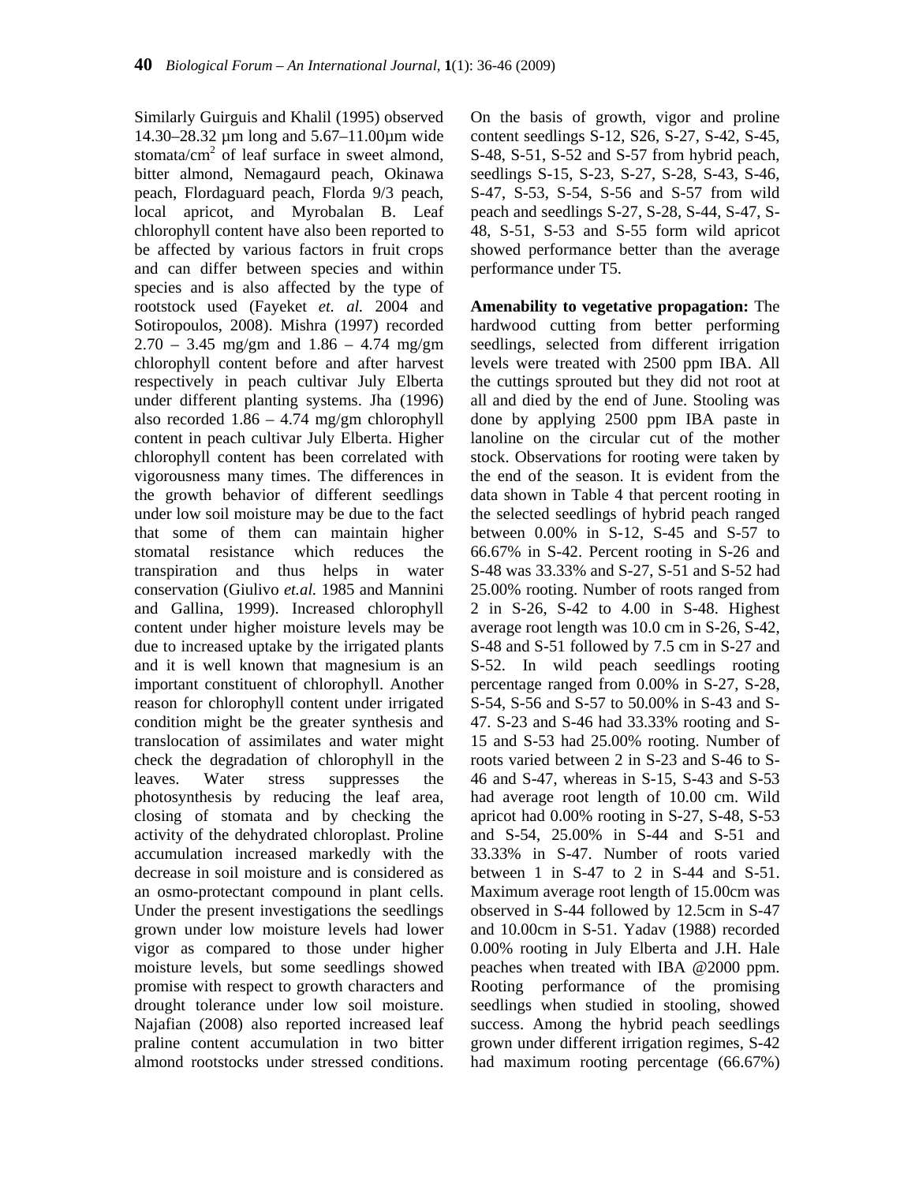Similarly Guirguis and Khalil (1995) observed 14.30–28.32 µm long and 5.67–11.00µm wide stomata/cm$^2$ of leaf surface in sweet almond, bitter almond, Nemagaurd peach, Okinawa peach, Flordaguard peach, Florda 9/3 peach, local apricot, and Myrobalan B. Leaf chlorophyll content have also been reported to be affected by various factors in fruit crops and can differ between species and within species and is also affected by the type of rootstock used (Fayeket *et. al.* 2004 and Sotiropoulos, 2008). Mishra (1997) recorded 2.70 – 3.45 mg/gm and 1.86 – 4.74 mg/gm chlorophyll content before and after harvest respectively in peach cultivar July Elberta under different planting systems. Jha (1996) also recorded 1.86 – 4.74 mg/gm chlorophyll content in peach cultivar July Elberta. Higher chlorophyll content has been correlated with vigorousness many times. The differences in the growth behavior of different seedlings under low soil moisture may be due to the fact that some of them can maintain higher stomatal resistance which reduces the transpiration and thus helps in water conservation (Giulivo *et.al.* 1985 and Mannini and Gallina, 1999). Increased chlorophyll content under higher moisture levels may be due to increased uptake by the irrigated plants and it is well known that magnesium is an important constituent of chlorophyll. Another reason for chlorophyll content under irrigated condition might be the greater synthesis and translocation of assimilates and water might check the degradation of chlorophyll in the leaves. Water stress suppresses the photosynthesis by reducing the leaf area, closing of stomata and by checking the activity of the dehydrated chloroplast. Proline accumulation increased markedly with the decrease in soil moisture and is considered as an osmo-protectant compound in plant cells. Under the present investigations the seedlings grown under low moisture levels had lower vigor as compared to those under higher moisture levels, but some seedlings showed promise with respect to growth characters and drought tolerance under low soil moisture. Najafian (2008) also reported increased leaf praline content accumulation in two bitter almond rootstocks under stressed conditions. On the basis of growth, vigor and proline content seedlings S-12, S26, S-27, S-42, S-45, S-48, S-51, S-52 and S-57 from hybrid peach, seedlings S-15, S-23, S-27, S-28, S-43, S-46, S-47, S-53, S-54, S-56 and S-57 from wild peach and seedlings S-27, S-28, S-44, S-47, S-48, S-51, S-53 and S-55 form wild apricot showed performance better than the average performance under T5.

**Amenability to vegetative propagation:** The hardwood cutting from better performing seedlings, selected from different irrigation levels were treated with 2500 ppm IBA. All the cuttings sprouted but they did not root at all and died by the end of June. Stooling was done by applying 2500 ppm IBA paste in lanoline on the circular cut of the mother stock. Observations for rooting were taken by the end of the season. It is evident from the data shown in Table 4 that percent rooting in the selected seedlings of hybrid peach ranged between 0.00% in S-12, S-45 and S-57 to 66.67% in S-42. Percent rooting in S-26 and S-48 was 33.33% and S-27, S-51 and S-52 had 25.00% rooting. Number of roots ranged from 2 in S-26, S-42 to 4.00 in S-48. Highest average root length was 10.0 cm in S-26, S-42, S-48 and S-51 followed by 7.5 cm in S-27 and S-52. In wild peach seedlings rooting percentage ranged from 0.00% in S-27, S-28, S-54, S-56 and S-57 to 50.00% in S-43 and S-47. S-23 and S-46 had 33.33% rooting and S-15 and S-53 had 25.00% rooting. Number of roots varied between 2 in S-23 and S-46 to S-46 and S-47, whereas in S-15, S-43 and S-53 had average root length of 10.00 cm. Wild apricot had 0.00% rooting in S-27, S-48, S-53 and S-54, 25.00% in S-44 and S-51 and 33.33% in S-47. Number of roots varied between 1 in S-47 to 2 in S-44 and S-51. Maximum average root length of 15.00cm was observed in S-44 followed by 12.5cm in S-47 and 10.00cm in S-51. Yadav (1988) recorded 0.00% rooting in July Elberta and J.H. Hale peaches when treated with IBA @2000 ppm. Rooting performance of the promising seedlings when studied in stooling, showed success. Among the hybrid peach seedlings grown under different irrigation regimes, S-42 had maximum rooting percentage (66.67%)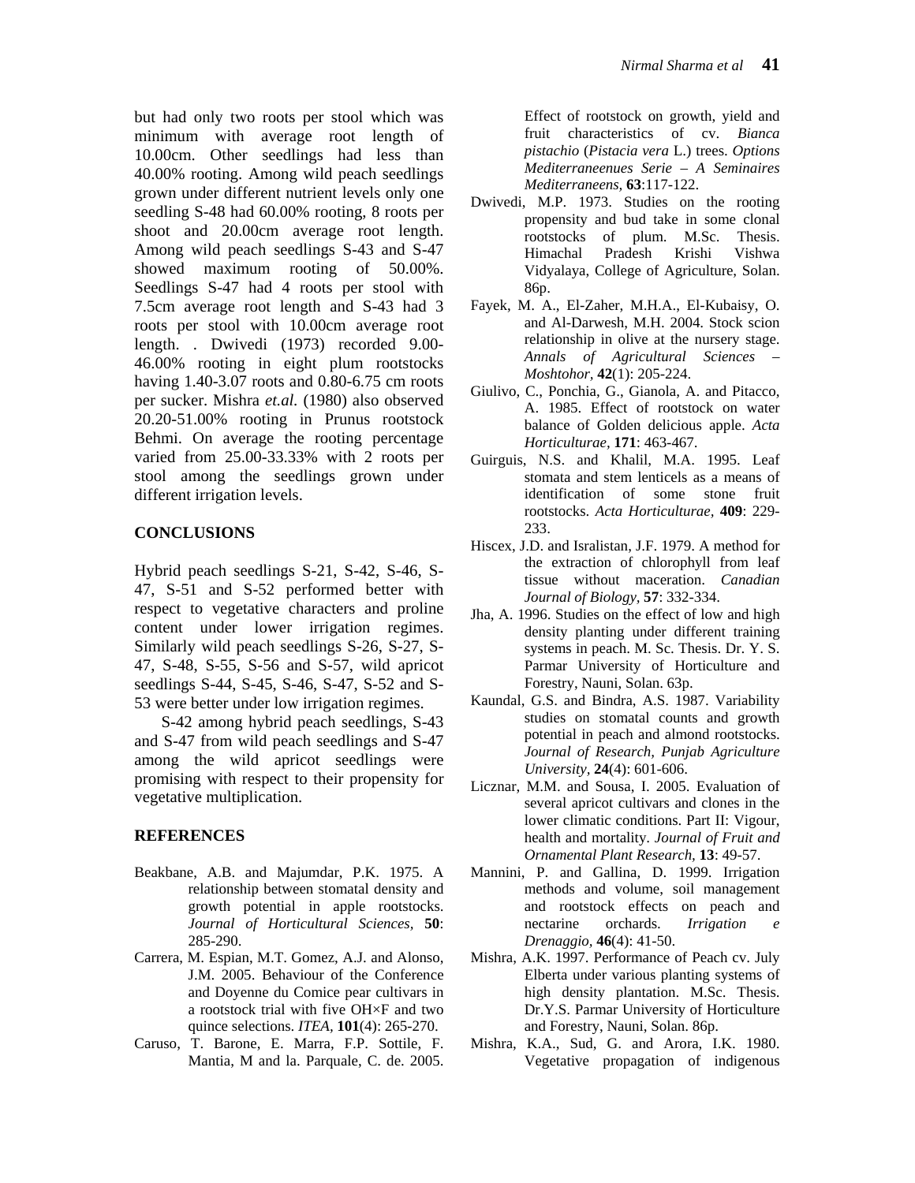but had only two roots per stool which was minimum with average root length of 10.00cm. Other seedlings had less than 40.00% rooting. Among wild peach seedlings grown under different nutrient levels only one seedling S-48 had 60.00% rooting, 8 roots per shoot and 20.00cm average root length. Among wild peach seedlings S-43 and S-47 showed maximum rooting of 50.00%. Seedlings S-47 had 4 roots per stool with 7.5cm average root length and S-43 had 3 roots per stool with 10.00cm average root length. . Dwivedi (1973) recorded 9.00-46.00% rooting in eight plum rootstocks having 1.40-3.07 roots and 0.80-6.75 cm roots per sucker. Mishra *et.al.* (1980) also observed 20.20-51.00% rooting in Prunus rootstock Behmi. On average the rooting percentage varied from 25.00-33.33% with 2 roots per stool among the seedlings grown under different irrigation levels.

## CONCLUSIONS

Hybrid peach seedlings S-21, S-42, S-46, S-47, S-51 and S-52 performed better with respect to vegetative characters and proline content under lower irrigation regimes. Similarly wild peach seedlings S-26, S-27, S-47, S-48, S-55, S-56 and S-57, wild apricot seedlings S-44, S-45, S-46, S-47, S-52 and S-53 were better under low irrigation regimes.

S-42 among hybrid peach seedlings, S-43 and S-47 from wild peach seedlings and S-47 among the wild apricot seedlings were promising with respect to their propensity for vegetative multiplication.

## REFERENCES

Beakbane, A.B. and Majumdar, P.K. 1975. A relationship between stomatal density and growth potential in apple rootstocks. *Journal of Horticultural Sciences,* **50**: 285-290.

Carrera, M. Espian, M.T. Gomez, A.J. and Alonso, J.M. 2005. Behaviour of the Conference and Doyenne du Comice pear cultivars in a rootstock trial with five OH×F and two quince selections. *ITEA,* **101**(4): 265-270.

Caruso, T. Barone, E. Marra, F.P. Sottile, F. Mantia, M and la. Parquale, C. de. 2005. Effect of rootstock on growth, yield and fruit characteristics of cv. *Bianca pistachio* (*Pistacia vera* L.) trees. *Options Mediterraneenues Serie – A Seminaires Mediterraneens,* **63**:117-122.

Dwivedi, M.P. 1973. Studies on the rooting propensity and bud take in some clonal rootstocks of plum. M.Sc. Thesis. Himachal Pradesh Krishi Vishwa Vidyalaya, College of Agriculture, Solan. 86p.

Fayek, M. A., El-Zaher, M.H.A., El-Kubaisy, O. and Al-Darwesh, M.H. 2004. Stock scion relationship in olive at the nursery stage. *Annals of Agricultural Sciences – Moshtohor,* **42**(1): 205-224.

Giulivo, C., Ponchia, G., Gianola, A. and Pitacco, A. 1985. Effect of rootstock on water balance of Golden delicious apple. *Acta Horticulturae,* **171**: 463-467.

Guirguis, N.S. and Khalil, M.A. 1995. Leaf stomata and stem lenticels as a means of identification of some stone fruit rootstocks. *Acta Horticulturae,* **409**: 229-233.

Hiscex, J.D. and Isralistan, J.F. 1979. A method for the extraction of chlorophyll from leaf tissue without maceration. *Canadian Journal of Biology,* **57**: 332-334.

Jha, A. 1996. Studies on the effect of low and high density planting under different training systems in peach. M. Sc. Thesis. Dr. Y. S. Parmar University of Horticulture and Forestry, Nauni, Solan. 63p.

Kaundal, G.S. and Bindra, A.S. 1987. Variability studies on stomatal counts and growth potential in peach and almond rootstocks. *Journal of Research, Punjab Agriculture University,* **24**(4): 601-606.

Licznar, M.M. and Sousa, I. 2005. Evaluation of several apricot cultivars and clones in the lower climatic conditions. Part II: Vigour, health and mortality. *Journal of Fruit and Ornamental Plant Research,* **13**: 49-57.

Mannini, P. and Gallina, D. 1999. Irrigation methods and volume, soil management and rootstock effects on peach and nectarine orchards. *Irrigation e Drenaggio,* **46**(4): 41-50.

Mishra, A.K. 1997. Performance of Peach cv. July Elberta under various planting systems of high density plantation. M.Sc. Thesis. Dr.Y.S. Parmar University of Horticulture and Forestry, Nauni, Solan. 86p.

Mishra, K.A., Sud, G. and Arora, I.K. 1980. Vegetative propagation of indigenous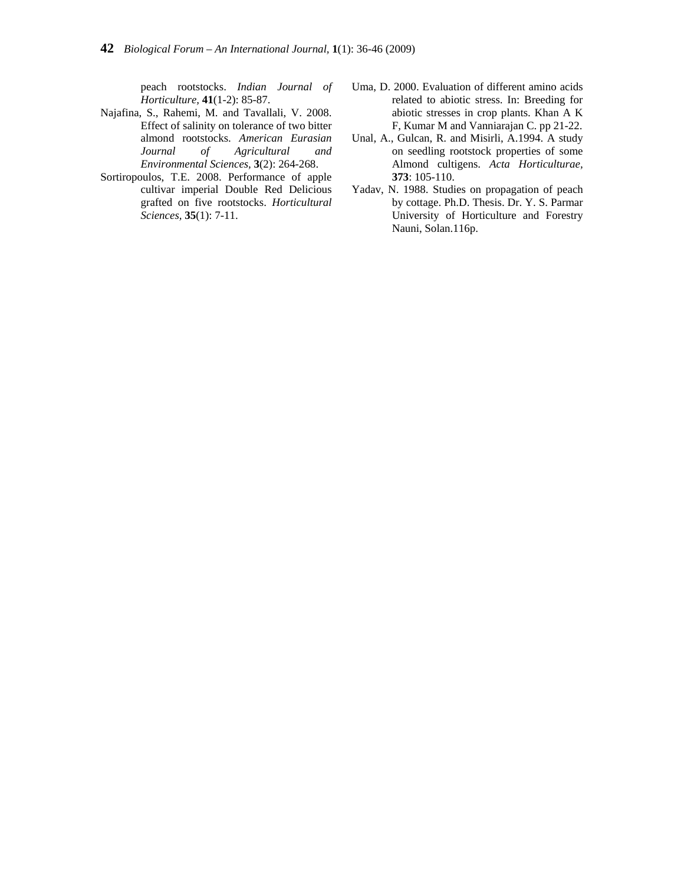peach rootstocks. *Indian Journal of Horticulture,* **41**(1-2): 85-87.

Najafina, S., Rahemi, M. and Tavallali, V. 2008. Effect of salinity on tolerance of two bitter almond rootstocks. *American Eurasian Journal of Agricultural and Environmental Sciences,* **3**(2): 264-268.

Sortiropoulos, T.E. 2008. Performance of apple cultivar imperial Double Red Delicious grafted on five rootstocks. *Horticultural Sciences,* **35**(1): 7-11.

Uma, D. 2000. Evaluation of different amino acids related to abiotic stress. In: Breeding for abiotic stresses in crop plants. Khan A K F, Kumar M and Vanniarajan C. pp 21-22.

Unal, A., Gulcan, R. and Misirli, A.1994. A study on seedling rootstock properties of some Almond cultigens. *Acta Horticulturae,* **373**: 105-110.

Yadav, N. 1988. Studies on propagation of peach by cottage. Ph.D. Thesis. Dr. Y. S. Parmar University of Horticulture and Forestry Nauni, Solan.116p.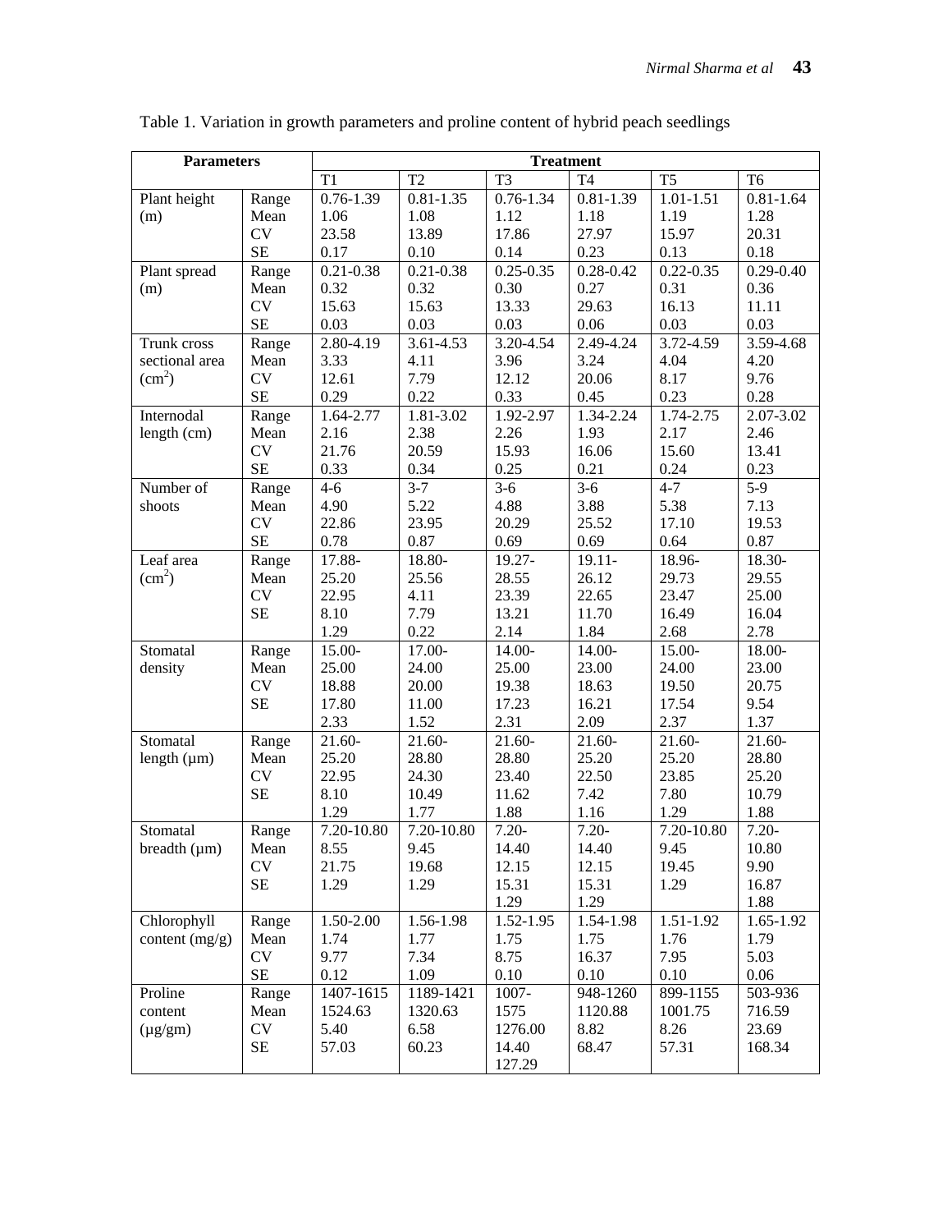Table 1. Variation in growth parameters and proline content of hybrid peach seedlings

| Parameters | | Treatment | | | | | |
|---|---|---|---|---|---|---|---|
| | | T1 | T2 | T3 | T4 | T5 | T6 |
| Plant height (m) | Range | 0.76-1.39 | 0.81-1.35 | 0.76-1.34 | 0.81-1.39 | 1.01-1.51 | 0.81-1.64 |
| | Mean | 1.06 | 1.08 | 1.12 | 1.18 | 1.19 | 1.28 |
| | CV | 23.58 | 13.89 | 17.86 | 27.97 | 15.97 | 20.31 |
| | SE | 0.17 | 0.10 | 0.14 | 0.23 | 0.13 | 0.18 |
| Plant spread (m) | Range | 0.21-0.38 | 0.21-0.38 | 0.25-0.35 | 0.28-0.42 | 0.22-0.35 | 0.29-0.40 |
| | Mean | 0.32 | 0.32 | 0.30 | 0.27 | 0.31 | 0.36 |
| | CV | 15.63 | 15.63 | 13.33 | 29.63 | 16.13 | 11.11 |
| | SE | 0.03 | 0.03 | 0.03 | 0.06 | 0.03 | 0.03 |
| Trunk cross sectional area ($cm^2$) | Range | 2.80-4.19 | 3.61-4.53 | 3.20-4.54 | 2.49-4.24 | 3.72-4.59 | 3.59-4.68 |
| | Mean | 3.33 | 4.11 | 3.96 | 3.24 | 4.04 | 4.20 |
| | CV | 12.61 | 7.79 | 12.12 | 20.06 | 8.17 | 9.76 |
| | SE | 0.29 | 0.22 | 0.33 | 0.45 | 0.23 | 0.28 |
| Internodal length (cm) | Range | 1.64-2.77 | 1.81-3.02 | 1.92-2.97 | 1.34-2.24 | 1.74-2.75 | 2.07-3.02 |
| | Mean | 2.16 | 2.38 | 2.26 | 1.93 | 2.17 | 2.46 |
| | CV | 21.76 | 20.59 | 15.93 | 16.06 | 15.60 | 13.41 |
| | SE | 0.33 | 0.34 | 0.25 | 0.21 | 0.24 | 0.23 |
| Number of shoots | Range | 4-6 | 3-7 | 3-6 | 3-6 | 4-7 | 5-9 |
| | Mean | 4.90 | 5.22 | 4.88 | 3.88 | 5.38 | 7.13 |
| | CV | 22.86 | 23.95 | 20.29 | 25.52 | 17.10 | 19.53 |
| | SE | 0.78 | 0.87 | 0.69 | 0.69 | 0.64 | 0.87 |
| Leaf area ($cm^2$) | Range | 17.88- 25.20 | 18.80- 25.56 | 19.27- 28.55 | 19.11- 26.12 | 18.96- 29.73 | 18.30- 29.55 |
| | Mean | 22.95 | 4.11 | 23.39 | 22.65 | 23.47 | 25.00 |
| | CV | 8.10 | 7.79 | 13.21 | 11.70 | 16.49 | 16.04 |
| | SE | 1.29 | 0.22 | 2.14 | 1.84 | 2.68 | 2.78 |
| Stomatal density | Range | 15.00- 25.00 | 17.00- 24.00 | 14.00- 25.00 | 14.00- 23.00 | 15.00- 24.00 | 18.00- 23.00 |
| | Mean | 18.88 | 20.00 | 19.38 | 18.63 | 19.50 | 20.75 |
| | CV | 17.80 | 11.00 | 17.23 | 16.21 | 17.54 | 9.54 |
| | SE | 2.33 | 1.52 | 2.31 | 2.09 | 2.37 | 1.37 |
| Stomatal length (μm) | Range | 21.60- 25.20 | 21.60- 28.80 | 21.60- 28.80 | 21.60- 25.20 | 21.60- 25.20 | 21.60- 28.80 |
| | Mean | 22.95 | 24.30 | 23.40 | 22.50 | 23.85 | 25.20 |
| | CV | 8.10 | 10.49 | 11.62 | 7.42 | 7.80 | 10.79 |
| | SE | 1.29 | 1.77 | 1.88 | 1.16 | 1.29 | 1.88 |
| Stomatal breadth (μm) | Range | 7.20-10.80 | 7.20-10.80 | 7.20- 14.40 | 7.20- 14.40 | 7.20-10.80 | 7.20- 10.80 |
| | Mean | 8.55 | 9.45 | 12.15 | 12.15 | 9.45 | 9.90 |
| | CV | 21.75 | 19.68 | 15.31 | 15.31 | 19.45 | 16.87 |
| | SE | 1.29 | 1.29 | 1.29 | 1.29 | 1.29 | 1.88 |
| Chlorophyll content (mg/g) | Range | 1.50-2.00 | 1.56-1.98 | 1.52-1.95 | 1.54-1.98 | 1.51-1.92 | 1.65-1.92 |
| | Mean | 1.74 | 1.77 | 1.75 | 1.75 | 1.76 | 1.79 |
| | CV | 9.77 | 7.34 | 8.75 | 16.37 | 7.95 | 5.03 |
| | SE | 0.12 | 1.09 | 0.10 | 0.10 | 0.10 | 0.06 |
| Proline content (μg/gm) | Range | 1407-1615 | 1189-1421 | 1007- 1575 | 948-1260 | 899-1155 | 503-936 |
| | Mean | 1524.63 | 1320.63 | 1276.00 | 1120.88 | 1001.75 | 716.59 |
| | CV | 5.40 | 6.58 | 14.40 | 8.82 | 8.26 | 23.69 |
| | SE | 57.03 | 60.23 | 127.29 | 68.47 | 57.31 | 168.34 |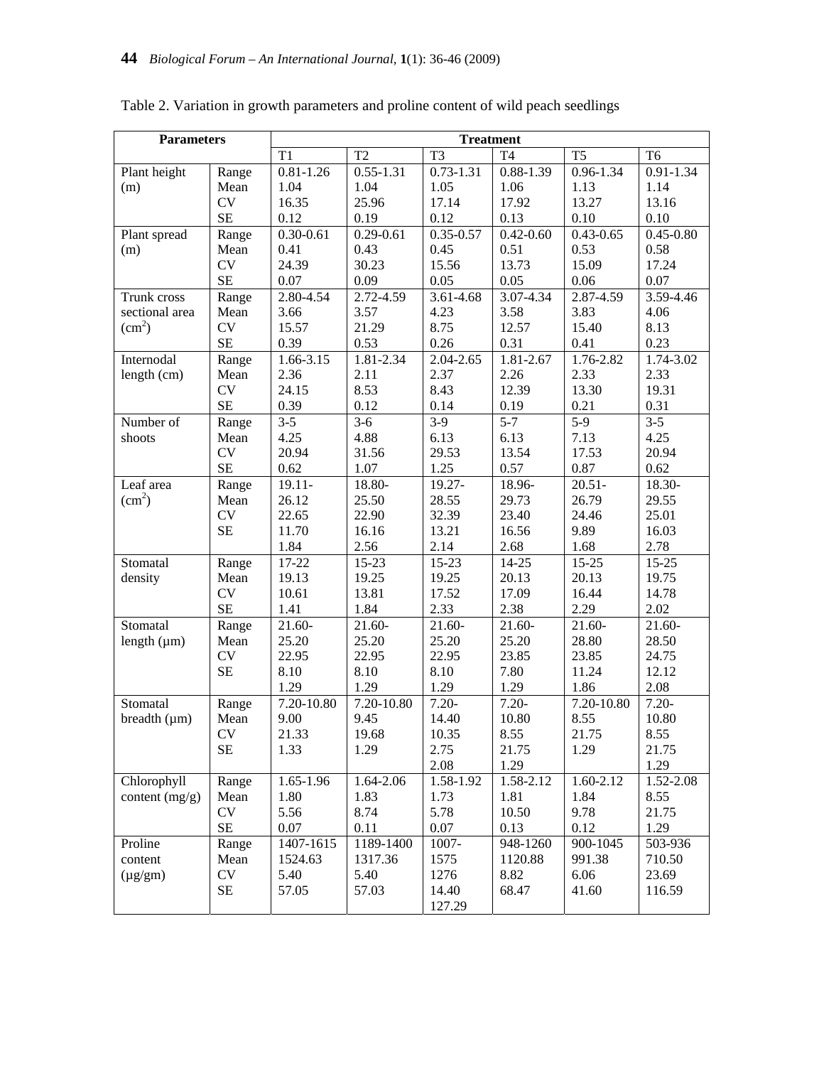Table 2. Variation in growth parameters and proline content of wild peach seedlings

| Parameters | | Treatment | | | | | |
|---|---|---|---|---|---|---|---|
| | | T1 | T2 | T3 | T4 | T5 | T6 |
| Plant height (m) | Range | 0.81-1.26 | 0.55-1.31 | 0.73-1.31 | 0.88-1.39 | 0.96-1.34 | 0.91-1.34 |
| | Mean | 1.04 | 1.04 | 1.05 | 1.06 | 1.13 | 1.14 |
| | CV | 16.35 | 25.96 | 17.14 | 17.92 | 13.27 | 13.16 |
| | SE | 0.12 | 0.19 | 0.12 | 0.13 | 0.10 | 0.10 |
| Plant spread (m) | Range | 0.30-0.61 | 0.29-0.61 | 0.35-0.57 | 0.42-0.60 | 0.43-0.65 | 0.45-0.80 |
| | Mean | 0.41 | 0.43 | 0.45 | 0.51 | 0.53 | 0.58 |
| | CV | 24.39 | 30.23 | 15.56 | 13.73 | 15.09 | 17.24 |
| | SE | 0.07 | 0.09 | 0.05 | 0.05 | 0.06 | 0.07 |
| Trunk cross sectional area ($cm^2$) | Range | 2.80-4.54 | 2.72-4.59 | 3.61-4.68 | 3.07-4.34 | 2.87-4.59 | 3.59-4.46 |
| | Mean | 3.66 | 3.57 | 4.23 | 3.58 | 3.83 | 4.06 |
| | CV | 15.57 | 21.29 | 8.75 | 12.57 | 15.40 | 8.13 |
| | SE | 0.39 | 0.53 | 0.26 | 0.31 | 0.41 | 0.23 |
| Internodal length (cm) | Range | 1.66-3.15 | 1.81-2.34 | 2.04-2.65 | 1.81-2.67 | 1.76-2.82 | 1.74-3.02 |
| | Mean | 2.36 | 2.11 | 2.37 | 2.26 | 2.33 | 2.33 |
| | CV | 24.15 | 8.53 | 8.43 | 12.39 | 13.30 | 19.31 |
| | SE | 0.39 | 0.12 | 0.14 | 0.19 | 0.21 | 0.31 |
| Number of shoots | Range | 3-5 | 3-6 | 3-9 | 5-7 | 5-9 | 3-5 |
| | Mean | 4.25 | 4.88 | 6.13 | 6.13 | 7.13 | 4.25 |
| | CV | 20.94 | 31.56 | 29.53 | 13.54 | 17.53 | 20.94 |
| | SE | 0.62 | 1.07 | 1.25 | 0.57 | 0.87 | 0.62 |
| Leaf area ($cm^2$) | Range | 19.11-26.12 | 18.80-25.50 | 19.27-28.55 | 18.96-29.73 | 20.51-26.79 | 18.30-29.55 |
| | Mean | 22.65 | 22.90 | 32.39 | 23.40 | 24.46 | 25.01 |
| | CV | 11.70 | 16.16 | 13.21 | 16.56 | 9.89 | 16.03 |
| | SE | 1.84 | 2.56 | 2.14 | 2.68 | 1.68 | 2.78 |
| Stomatal density | Range | 17-22 | 15-23 | 15-23 | 14-25 | 15-25 | 15-25 |
| | Mean | 19.13 | 19.25 | 19.25 | 20.13 | 20.13 | 19.75 |
| | CV | 10.61 | 13.81 | 17.52 | 17.09 | 16.44 | 14.78 |
| | SE | 1.41 | 1.84 | 2.33 | 2.38 | 2.29 | 2.02 |
| Stomatal length (µm) | Range | 21.60-25.20 | 21.60-25.20 | 21.60-25.20 | 21.60-25.20 | 21.60-28.80 | 21.60-28.50 |
| | Mean | 22.95 | 22.95 | 22.95 | 23.85 | 23.85 | 24.75 |
| | CV | 8.10 | 8.10 | 8.10 | 7.80 | 11.24 | 12.12 |
| | SE | 1.29 | 1.29 | 1.29 | 1.29 | 1.86 | 2.08 |
| Stomatal breadth (µm) | Range | 7.20-10.80 | 7.20-10.80 | 7.20-14.40 | 7.20-10.80 | 7.20-10.80 | 7.20-10.80 |
| | Mean | 9.00 | 9.45 | 10.35 | 8.55 | 8.55 | 8.55 |
| | CV | 21.33 | 19.68 | 2.75 | 21.75 | 21.75 | 21.75 |
| | SE | 1.33 | 1.29 | 2.08 | 1.29 | 1.29 | 1.29 |
| Chlorophyll content (mg/g) | Range | 1.65-1.96 | 1.64-2.06 | 1.58-1.92 | 1.58-2.12 | 1.60-2.12 | 1.52-2.08 |
| | Mean | 1.80 | 1.83 | 1.73 | 1.81 | 1.84 | 8.55 |
| | CV | 5.56 | 8.74 | 5.78 | 10.50 | 9.78 | 21.75 |
| | SE | 0.07 | 0.11 | 0.07 | 0.13 | 0.12 | 1.29 |
| Proline content (µg/gm) | Range | 1407-1615 | 1189-1400 | 1007-1575 | 948-1260 | 900-1045 | 503-936 |
| | Mean | 1524.63 | 1317.36 | 1276 | 1120.88 | 991.38 | 710.50 |
| | CV | 5.40 | 5.40 | 14.40 | 8.82 | 6.06 | 23.69 |
| | SE | 57.05 | 57.03 | 127.29 | 68.47 | 41.60 | 116.59 |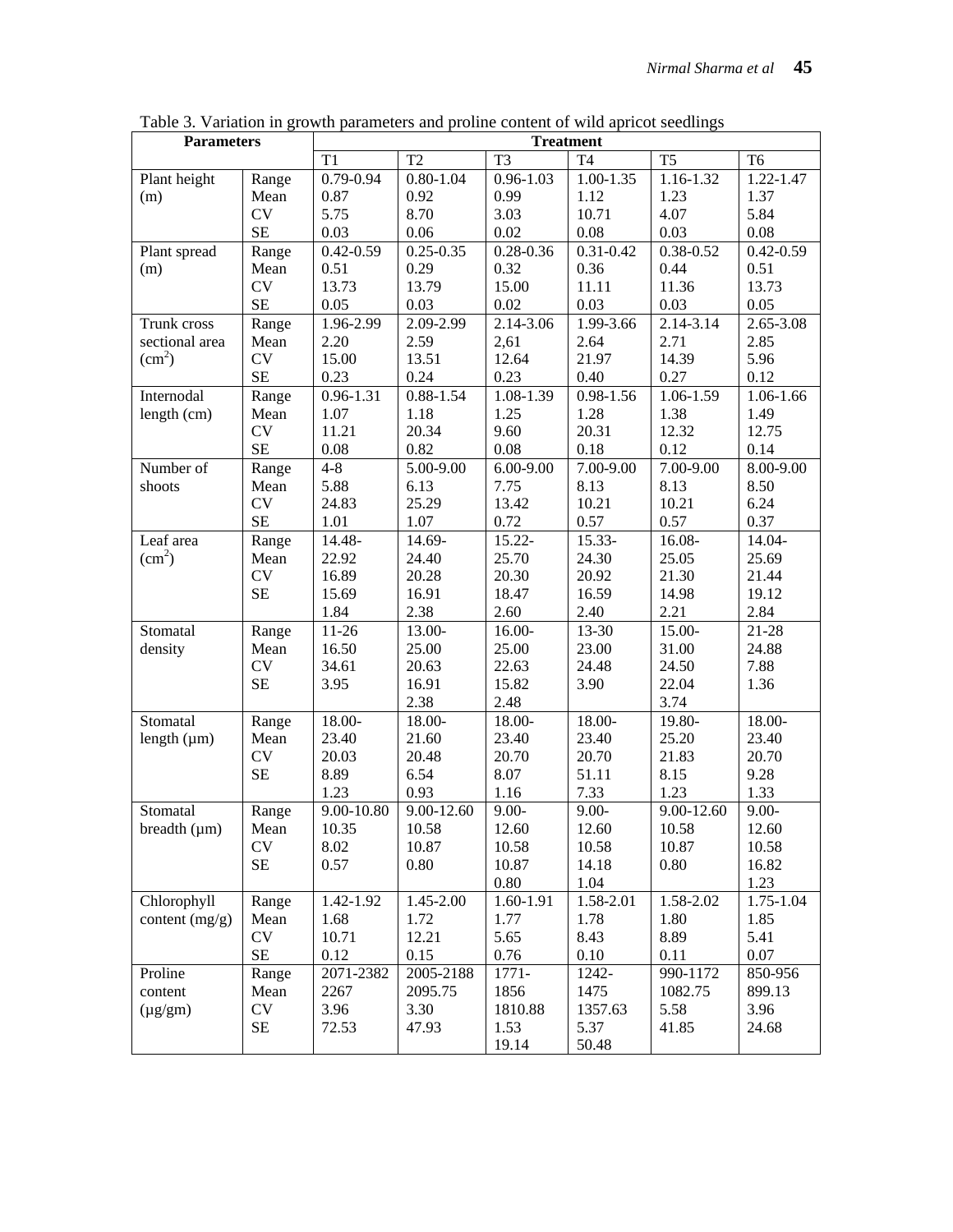Table 3. Variation in growth parameters and proline content of wild apricot seedlings

| Parameters | | Treatment | | | | | |
|---|---|---|---|---|---|---|---|
| | | T1 | T2 | T3 | T4 | T5 | T6 |
| Plant height (m) | Range | 0.79-0.94 | 0.80-1.04 | 0.96-1.03 | 1.00-1.35 | 1.16-1.32 | 1.22-1.47 |
| | Mean | 0.87 | 0.92 | 0.99 | 1.12 | 1.23 | 1.37 |
| | CV | 5.75 | 8.70 | 3.03 | 10.71 | 4.07 | 5.84 |
| | SE | 0.03 | 0.06 | 0.02 | 0.08 | 0.03 | 0.08 |
| Plant spread (m) | Range | 0.42-0.59 | 0.25-0.35 | 0.28-0.36 | 0.31-0.42 | 0.38-0.52 | 0.42-0.59 |
| | Mean | 0.51 | 0.29 | 0.32 | 0.36 | 0.44 | 0.51 |
| | CV | 13.73 | 13.79 | 15.00 | 11.11 | 11.36 | 13.73 |
| | SE | 0.05 | 0.03 | 0.02 | 0.03 | 0.03 | 0.05 |
| Trunk cross sectional area ($cm^2$) | Range | 1.96-2.99 | 2.09-2.99 | 2.14-3.06 | 1.99-3.66 | 2.14-3.14 | 2.65-3.08 |
| | Mean | 2.20 | 2.59 | 2,61 | 2.64 | 2.71 | 2.85 |
| | CV | 15.00 | 13.51 | 12.64 | 21.97 | 14.39 | 5.96 |
| | SE | 0.23 | 0.24 | 0.23 | 0.40 | 0.27 | 0.12 |
| Internodal length (cm) | Range | 0.96-1.31 | 0.88-1.54 | 1.08-1.39 | 0.98-1.56 | 1.06-1.59 | 1.06-1.66 |
| | Mean | 1.07 | 1.18 | 1.25 | 1.28 | 1.38 | 1.49 |
| | CV | 11.21 | 20.34 | 9.60 | 20.31 | 12.32 | 12.75 |
| | SE | 0.08 | 0.82 | 0.08 | 0.18 | 0.12 | 0.14 |
| Number of shoots | Range | 4-8 | 5.00-9.00 | 6.00-9.00 | 7.00-9.00 | 7.00-9.00 | 8.00-9.00 |
| | Mean | 5.88 | 6.13 | 7.75 | 8.13 | 8.13 | 8.50 |
| | CV | 24.83 | 25.29 | 13.42 | 10.21 | 10.21 | 6.24 |
| | SE | 1.01 | 1.07 | 0.72 | 0.57 | 0.57 | 0.37 |
| Leaf area ($cm^2$) | Range | 14.48- | 14.69- | 15.22- | 15.33- | 16.08- | 14.04- |
| | Mean | 22.92 | 24.40 | 25.70 | 24.30 | 25.05 | 25.69 |
| | CV | 16.89 | 20.28 | 20.30 | 20.92 | 21.30 | 21.44 |
| | SE | 15.69 | 16.91 | 18.47 | 16.59 | 14.98 | 19.12 |
| | | 1.84 | 2.38 | 2.60 | 2.40 | 2.21 | 2.84 |
| Stomatal density | Range | 11-26 | 13.00- | 16.00- | 13-30 | 15.00- | 21-28 |
| | Mean | 16.50 | 25.00 | 25.00 | 23.00 | 31.00 | 24.88 |
| | CV | 34.61 | 20.63 | 22.63 | 24.48 | 24.50 | 7.88 |
| | SE | 3.95 | 16.91 | 15.82 | 3.90 | 22.04 | 1.36 |
| | | | 2.38 | 2.48 | | 3.74 | |
| Stomatal length (µm) | Range | 18.00- | 18.00- | 18.00- | 18.00- | 19.80- | 18.00- |
| | Mean | 23.40 | 21.60 | 23.40 | 23.40 | 25.20 | 23.40 |
| | CV | 20.03 | 20.48 | 20.70 | 20.70 | 21.83 | 20.70 |
| | SE | 8.89 | 6.54 | 8.07 | 51.11 | 8.15 | 9.28 |
| | | 1.23 | 0.93 | 1.16 | 7.33 | 1.23 | 1.33 |
| Stomatal breadth (µm) | Range | 9.00-10.80 | 9.00-12.60 | 9.00- | 9.00- | 9.00-12.60 | 9.00- |
| | Mean | 10.35 | 10.58 | 12.60 | 12.60 | 10.58 | 12.60 |
| | CV | 8.02 | 10.87 | 10.58 | 10.58 | 10.87 | 10.58 |
| | SE | 0.57 | 0.80 | 10.87 | 14.18 | 0.80 | 16.82 |
| | | | | 0.80 | 1.04 | | 1.23 |
| Chlorophyll content (mg/g) | Range | 1.42-1.92 | 1.45-2.00 | 1.60-1.91 | 1.58-2.01 | 1.58-2.02 | 1.75-1.04 |
| | Mean | 1.68 | 1.72 | 1.77 | 1.78 | 1.80 | 1.85 |
| | CV | 10.71 | 12.21 | 5.65 | 8.43 | 8.89 | 5.41 |
| | SE | 0.12 | 0.15 | 0.76 | 0.10 | 0.11 | 0.07 |
| Proline content (µg/gm) | Range | 2071-2382 | 2005-2188 | 1771- | 1242- | 990-1172 | 850-956 |
| | Mean | 2267 | 2095.75 | 1856 | 1475 | 1082.75 | 899.13 |
| | CV | 3.96 | 3.30 | 1810.88 | 1357.63 | 5.58 | 3.96 |
| | SE | 72.53 | 47.93 | 1.53 | 5.37 | 41.85 | 24.68 |
| | | | | 19.14 | 50.48 | | |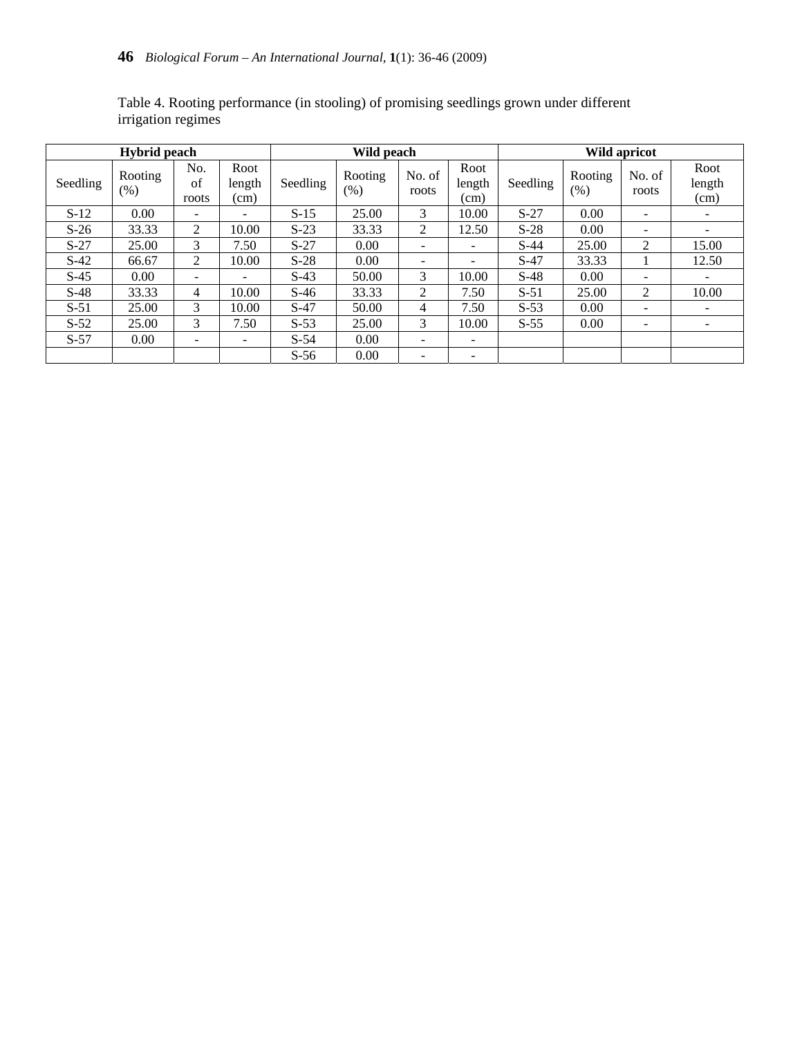Table 4. Rooting performance (in stooling) of promising seedlings grown under different irrigation regimes

| Hybrid peach | | | | Wild peach | | | | Wild apricot | | | |
|---|---|---|---|---|---|---|---|---|---|---|---|
| Seedling | Rooting (%) | No. of roots | Root length (cm) | Seedling | Rooting (%) | No. of roots | Root length (cm) | Seedling | Rooting (%) | No. of roots | Root length (cm) |
| S-12 | 0.00 | - | - | S-15 | 25.00 | 3 | 10.00 | S-27 | 0.00 | - | - |
| S-26 | 33.33 | 2 | 10.00 | S-23 | 33.33 | 2 | 12.50 | S-28 | 0.00 | - | - |
| S-27 | 25.00 | 3 | 7.50 | S-27 | 0.00 | - | - | S-44 | 25.00 | 2 | 15.00 |
| S-42 | 66.67 | 2 | 10.00 | S-28 | 0.00 | - | - | S-47 | 33.33 | 1 | 12.50 |
| S-45 | 0.00 | - | - | S-43 | 50.00 | 3 | 10.00 | S-48 | 0.00 | - | - |
| S-48 | 33.33 | 4 | 10.00 | S-46 | 33.33 | 2 | 7.50 | S-51 | 25.00 | 2 | 10.00 |
| S-51 | 25.00 | 3 | 10.00 | S-47 | 50.00 | 4 | 7.50 | S-53 | 0.00 | - | - |
| S-52 | 25.00 | 3 | 7.50 | S-53 | 25.00 | 3 | 10.00 | S-55 | 0.00 | - | - |
| S-57 | 0.00 | - | - | S-54 | 0.00 | - | - | | | | |
| | | | | S-56 | 0.00 | - | - | | | | |